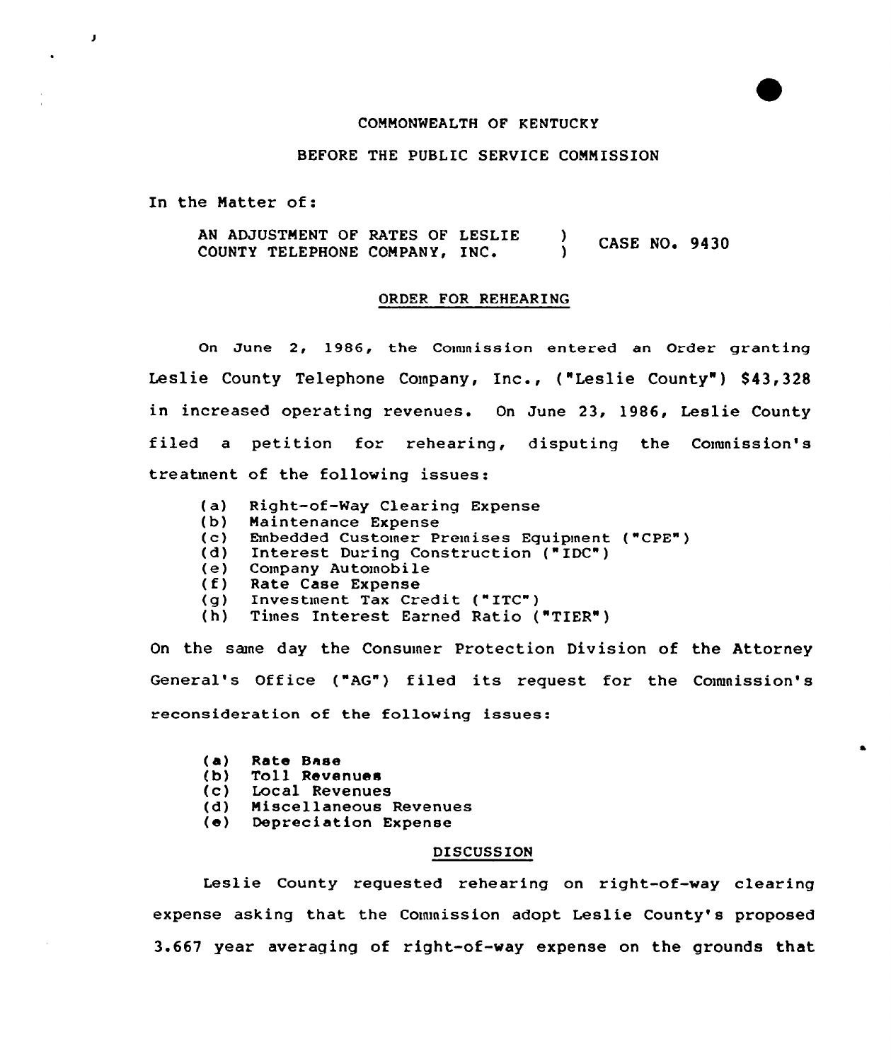COMMONWEALTH OF KENTUCKY

BEFORE THE PUBLIC SERVICE COMMISSION

In the Matter of:

AN ADJUSTMENT OF RATES OF LESLIE COUNTY TELEPHONE COMPANY, INC. ) CASE NO. 9430

## ORDER FOR REHEARING

On June 2, 1986, the Commission entered an Order granting Leslie County Telephone Company, Inc., ("Leslie County") $43,328 in increased operating revenues. On June 23, 1986, Leslie County filed a petition for rehearing, disputing the Commission's treatment of the following issues:

(a) Right-of-Way Clearing Expense
(b) Maintenance Expense
(c) Embedded Customer Premises Equipment ("CPE")
(d) Interest During Construction ("IDC")
(e) Company Automobile
(f) Rate Case Expense
(g) Investment Tax Credit ("ITC")
(h) Times Interest Earned Ratio ("TIER")

On the same day the Consumer Protection Division of the Attorney General's Office ("AG") filed its request for the Commission's reconsideration of the following issues:

(a) Rate Base
(b) Toll Revenues
(c) Local Revenues
(d) Miscellaneous Revenues
(e) Depreciation Expense

## DISCUSSION

Leslie County requested rehearing on right-of-way clearing expense asking that the Commission adopt Leslie County's proposed 3.667 year averaging of right-of-way expense on the grounds that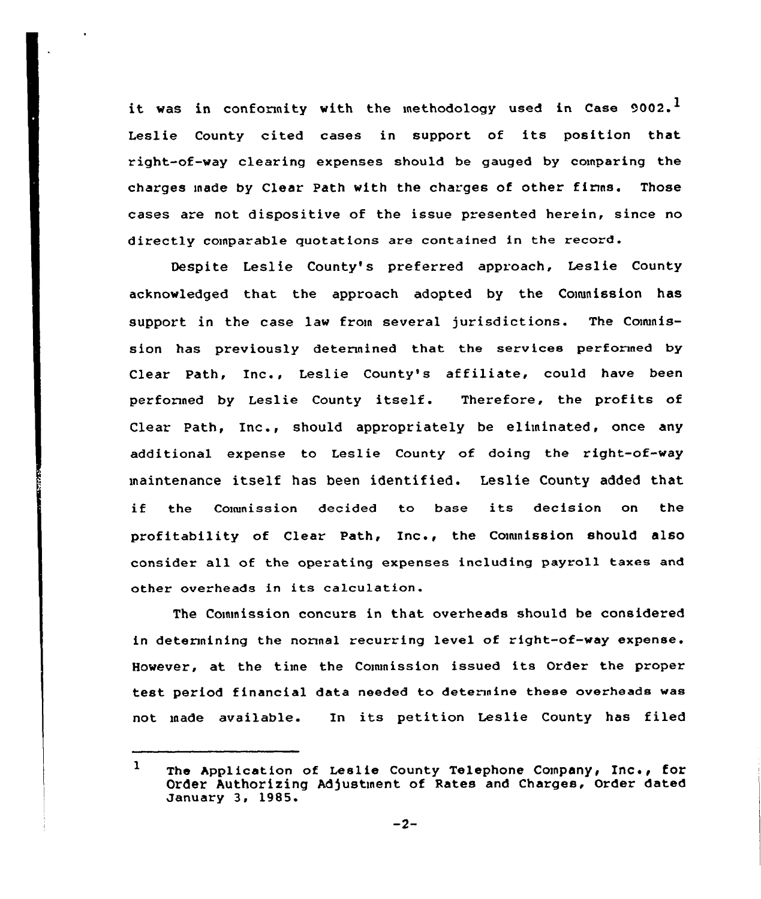it was in conformity with the methodology used in Case 9002.[1] Leslie County cited cases in support of its position that right-of-way clearing expenses should be gauged by comparing the charges made by Clear Path with the charges of other firms. Those cases are not dispositive of the issue presented herein, since no directly comparable quotations are contained in the record.

Despite Leslie County's preferred approach, Leslie County acknowledged that the approach adopted by the Commission has support in the case law from several jurisdictions. The Commission has previously determined that the services performed by Clear Path, Inc., Leslie County's affiliate, could have been performed by Leslie County itself. Therefore, the profits of Clear Path, Inc., should appropriately be eliminated, once any additional expense to Leslie County of doing the right-of-way maintenance itself has been identified. Leslie County added that if the Commission decided to base its decision on the profitability of Clear Path, Inc., the Commission should also consider all of the operating expenses including payroll taxes and other overheads in its calculation.

The Commission concurs in that overheads should be considered in determining the normal recurring level of right-of-way expense. However, at the time the Commission issued its Order the proper test period financial data needed to determine these overheads was not made available. In its petition Leslie County has filed

---

[1] The Application of Leslie County Telephone Company, Inc., for Order Authorizing Adjustment of Rates and Charges, Order dated January 3, 1985.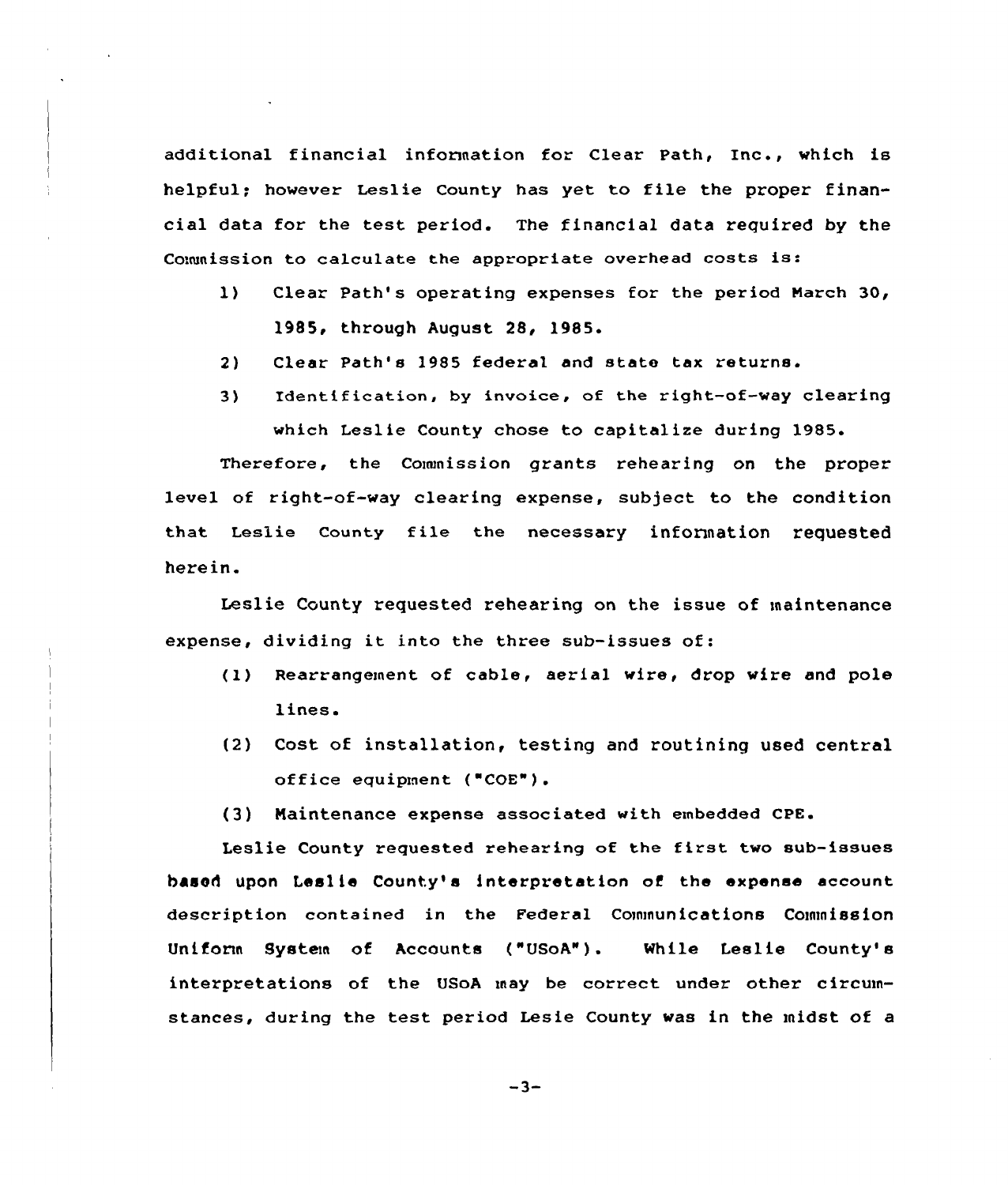additional financial information for Clear Path, Inc., which is helpful; however Leslie County has yet to file the proper financial data for the test period. The financial data required by the Commission to calculate the appropriate overhead costs is:

1) Clear Path's operating expenses for the period March 30, 1985, through August 28, 1985.
2) Clear Path's 1985 federal and state tax returns.
3) Identification, by invoice, of the right-of-way clearing which Leslie County chose to capitalize during 1985.

Therefore, the Commission grants rehearing on the proper level of right-of-way clearing expense, subject to the condition that Leslie County file the necessary information requested herein.

Leslie County requested rehearing on the issue of maintenance expense, dividing it into the three sub-issues of:

(1) Rearrangement of cable, aerial wire, drop wire and pole lines.
(2) Cost of installation, testing and routining used central office equipment ("COE").
(3) Maintenance expense associated with embedded CPE.

Leslie County requested rehearing of the first two sub-issues based upon Leslie County's interpretation of the expense account description contained in the Federal Communications Commission Uniform System of Accounts ("USoA"). While Leslie County's interpretations of the USoA may be correct under other circumstances, during the test period Lesie County was in the midst of a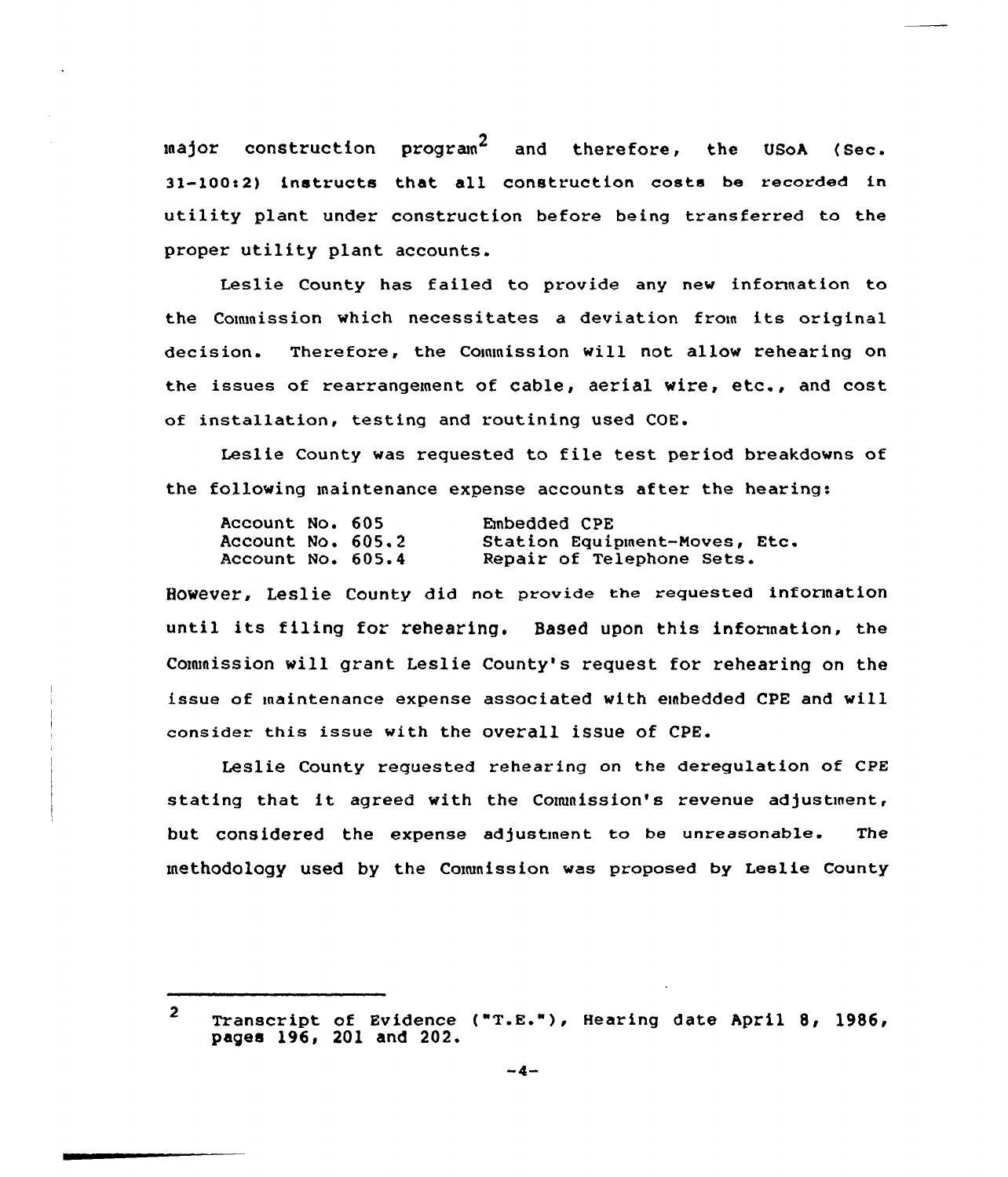major construction program[2] and therefore, the USoA (Sec. 31-100:2) instructs that all construction costs be recorded in utility plant under construction before being transferred to the proper utility plant accounts.

Leslie County has failed to provide any new information to the Commission which necessitates a deviation from its original decision. Therefore, the Commission will not allow rehearing on the issues of rearrangement of cable, aerial wire, etc., and cost of installation, testing and routining used COE.

Leslie County was requested to file test period breakdowns of the following maintenance expense accounts after the hearing:

| | |
|---|---|
| Account No. 605 | Embedded CPE |
| Account No. 605.2 | Station Equipment-Moves, Etc. |
| Account No. 605.4 | Repair of Telephone Sets. |

However, Leslie County did not provide the requested information until its filing for rehearing. Based upon this information, the Commission will grant Leslie County's request for rehearing on the issue of maintenance expense associated with embedded CPE and will consider this issue with the overall issue of CPE.

Leslie County requested rehearing on the deregulation of CPE stating that it agreed with the Commission's revenue adjustment, but considered the expense adjustment to be unreasonable. The methodology used by the Commission was proposed by Leslie County

---

[2] Transcript of Evidence ("T.E."), Hearing date April 8, 1986, pages 196, 201 and 202.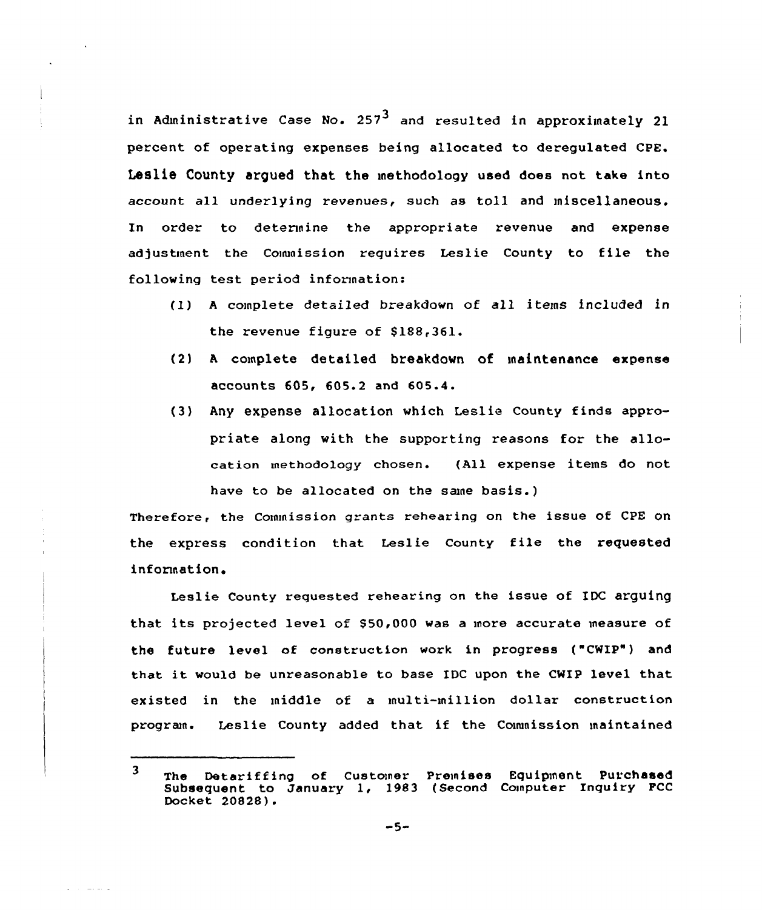in Administrative Case No. 257[3] and resulted in approximately 21 percent of operating expenses being allocated to deregulated CPE. Leslie County argued that the methodology used does not take into account all underlying revenues, such as toll and miscellaneous. In order to determine the appropriate revenue and expense adjustment the Commission requires Leslie County to file the following test period information:

(1) A complete detailed breakdown of all items included in the revenue figure of $188,361.

(2) A complete detailed breakdown of maintenance expense accounts 605, 605.2 and 605.4.

(3) Any expense allocation which Leslie County finds appropriate along with the supporting reasons for the allocation methodology chosen. (All expense items do not have to be allocated on the same basis.)

Therefore, the Commission grants rehearing on the issue of CPE on the express condition that Leslie County file the requested information.

Leslie County requested rehearing on the issue of IDC arguing that its projected level of $50,000 was a more accurate measure of the future level of construction work in progress ("CWIP") and that it would be unreasonable to base IDC upon the CWIP level that existed in the middle of a multi-million dollar construction program. Leslie County added that if the Commission maintained

---

[3] The Detariffing of Customer Premises Equipment Purchased Subsequent to January 1, 1983 (Second Computer Inquiry FCC Docket 20828).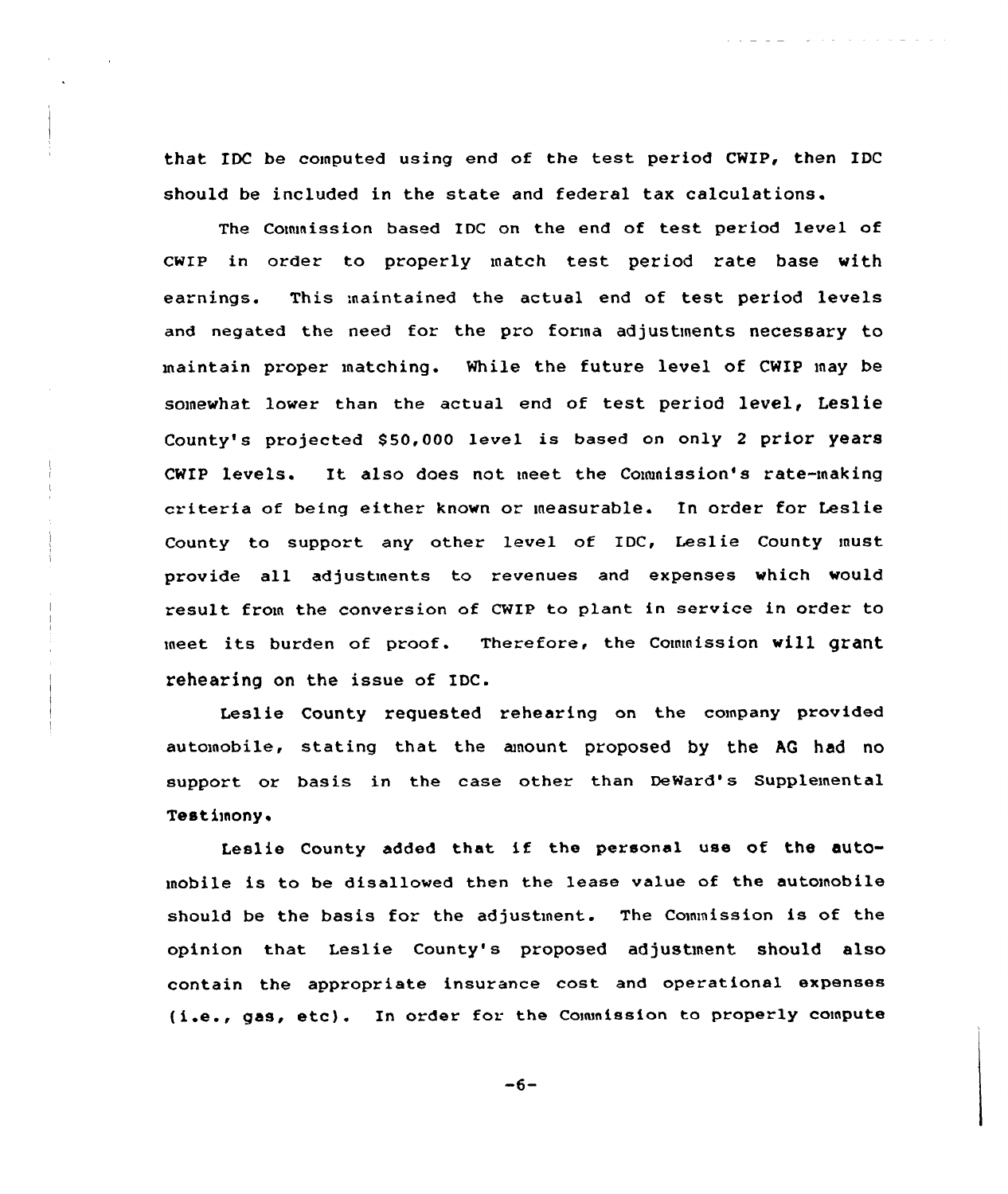that IDC be computed using end of the test period CWIP, then IDC should be included in the state and federal tax calculations.

The Commission based IDC on the end of test period level of CWIP in order to properly match test period rate base with earnings. This maintained the actual end of test period levels and negated the need for the pro forma adjustments necessary to maintain proper matching. While the future level of CWIP may be somewhat lower than the actual end of test period level, Leslie County's projected $50,000 level is based on only 2 prior years CWIP levels. It also does not meet the Commission's rate-making criteria of being either known or measurable. In order for Leslie County to support any other level of IDC, Leslie County must provide all adjustments to revenues and expenses which would result from the conversion of CWIP to plant in service in order to meet its burden of proof. Therefore, the Commission will grant rehearing on the issue of IDC.

Leslie County requested rehearing on the company provided automobile, stating that the amount proposed by the AG had no support or basis in the case other than DeWard's Supplemental Testimony.

Leslie County added that if the personal use of the automobile is to be disallowed then the lease value of the automobile should be the basis for the adjustment. The Commission is of the opinion that Leslie County's proposed adjustment should also contain the appropriate insurance cost and operational expenses (i.e., gas, etc). In order for the Commission to properly compute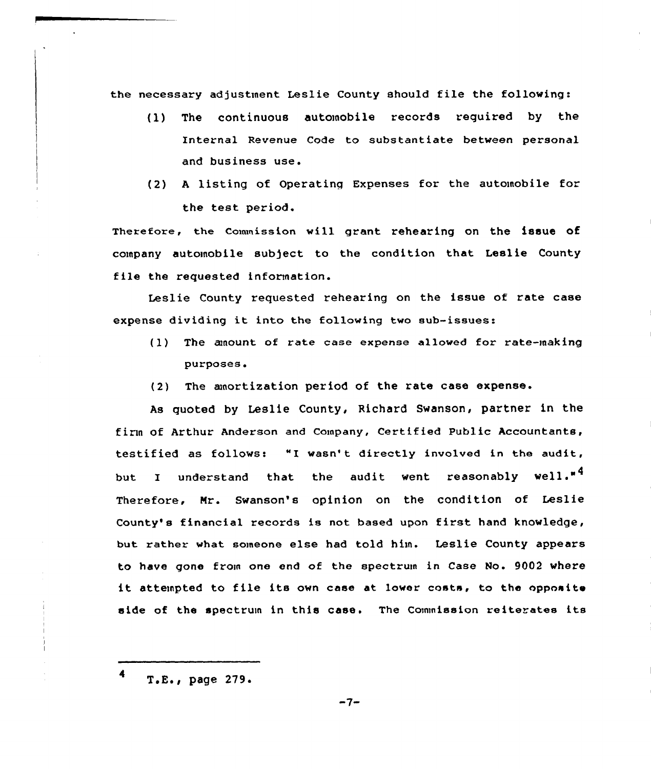the necessary adjustment Leslie County should file the following:

(1) The continuous automobile records required by the Internal Revenue Code to substantiate between personal and business use.

(2) A listing of Operating Expenses for the automobile for the test period.

Therefore, the Commission will grant rehearing on the issue of company automobile subject to the condition that Leslie County file the requested information.

Leslie County requested rehearing on the issue of rate case expense dividing it into the following two sub-issues:

(1) The amount of rate case expense allowed for rate-making purposes.

(2) The amortization period of the rate case expense.

As quoted by Leslie County, Richard Swanson, partner in the firm of Arthur Anderson and Company, Certified Public Accountants, testified as follows: "I wasn't directly involved in the audit, but I understand that the audit went reasonably well."[4] Therefore, Mr. Swanson's opinion on the condition of Leslie County's financial records is not based upon first hand knowledge, but rather what someone else had told him. Leslie County appears to have gone from one end of the spectrum in Case No. 9002 where it attempted to file its own case at lower costs, to the opposite side of the spectrum in this case. The Commission reiterates its

---

[4] T.E., page 279.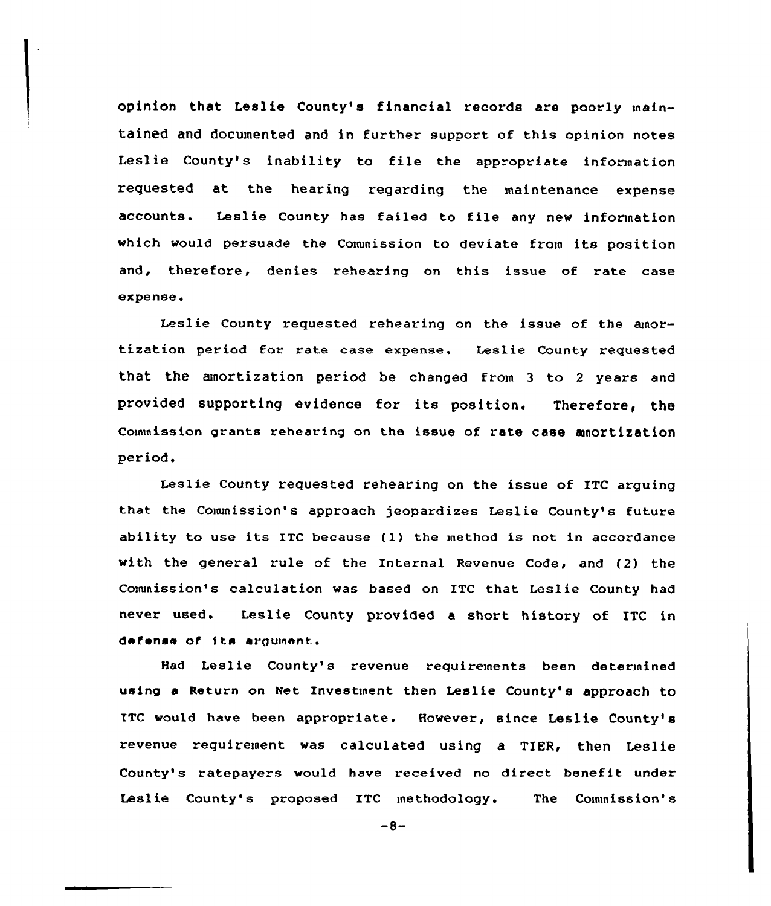opinion that Leslie County's financial records are poorly maintained and documented and in further support of this opinion notes Leslie County's inability to file the appropriate information requested at the hearing regarding the maintenance expense accounts. Leslie County has failed to file any new information which would persuade the Commission to deviate from its position and, therefore, denies rehearing on this issue of rate case expense.

Leslie County requested rehearing on the issue of the amortization period for rate case expense. Leslie County requested that the amortization period be changed from 3 to 2 years and provided supporting evidence for its position. Therefore, the Commission grants rehearing on the issue of rate case amortization period.

Leslie County requested rehearing on the issue of ITC arguing that the Commission's approach jeopardizes Leslie County's future ability to use its ITC because (1) the method is not in accordance with the general rule of the Internal Revenue Code, and (2) the Commission's calculation was based on ITC that Leslie County had never used. Leslie County provided a short history of ITC in defense of its argument.

Had Leslie County's revenue requirements been determined using a Return on Net Investment then Leslie County's approach to ITC would have been appropriate. However, since Leslie County's revenue requirement was calculated using a TIER, then Leslie County's ratepayers would have received no direct benefit under Leslie County's proposed ITC methodology. The Commission's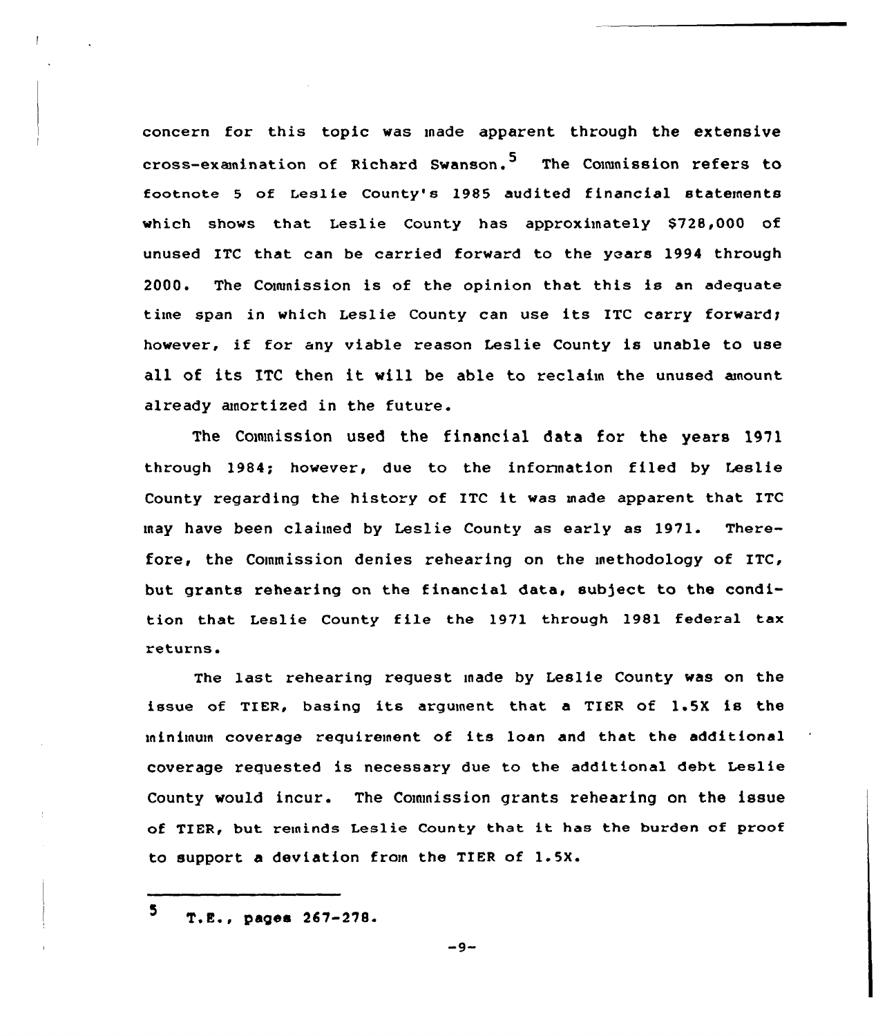concern for this topic was made apparent through the extensive cross-examination of Richard Swanson.[5] The Commission refers to footnote 5 of Leslie County's 1985 audited financial statements which shows that Leslie County has approximately $728,000 of unused ITC that can be carried forward to the years 1994 through 2000. The Commission is of the opinion that this is an adequate time span in which Leslie County can use its ITC carry forward; however, if for any viable reason Leslie County is unable to use all of its ITC then it will be able to reclaim the unused amount already amortized in the future.

The Commission used the financial data for the years 1971 through 1984; however, due to the information filed by Leslie County regarding the history of ITC it was made apparent that ITC may have been claimed by Leslie County as early as 1971. Therefore, the Commission denies rehearing on the methodology of ITC, but grants rehearing on the financial data, subject to the condition that Leslie County file the 1971 through 1981 federal tax returns.

The last rehearing request made by Leslie County was on the issue of TIER, basing its argument that a TIER of 1.5X is the minimum coverage requirement of its loan and that the additional coverage requested is necessary due to the additional debt Leslie County would incur. The Commission grants rehearing on the issue of TIER, but reminds Leslie County that it has the burden of proof to support a deviation from the TIER of 1.5X.

---

[5] T.E., pages 267-278.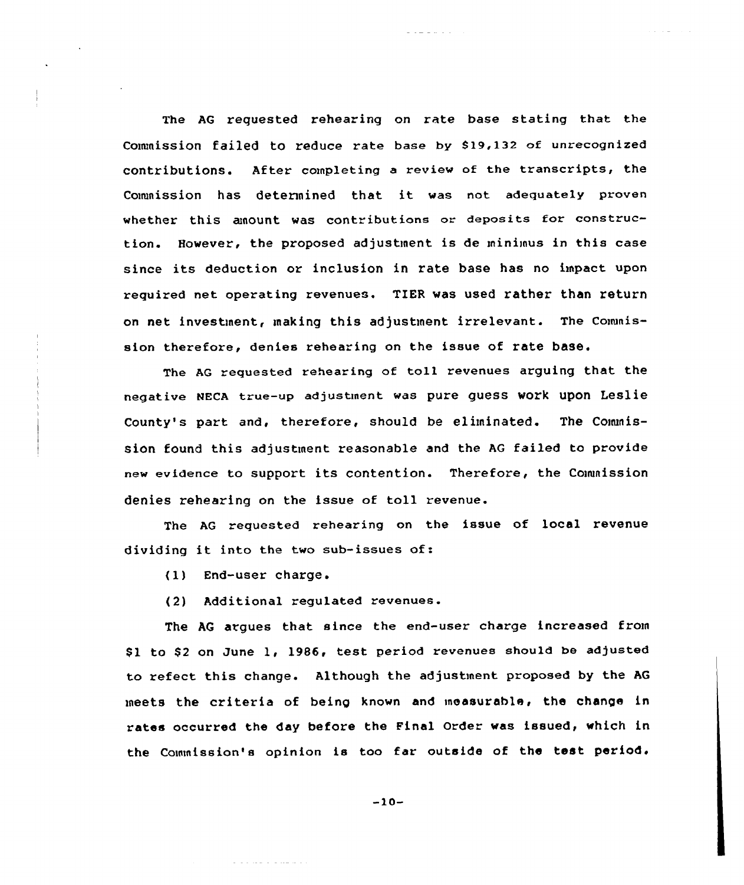The AG requested rehearing on rate base stating that the Commission failed to reduce rate base by $19,132 of unrecognized contributions. After completing a review of the transcripts, the Commission has determined that it was not adequately proven whether this amount was contributions or deposits for construction. However, the proposed adjustment is de minimus in this case since its deduction or inclusion in rate base has no impact upon required net operating revenues. TIER was used rather than return on net investment, making this adjustment irrelevant. The Commission therefore, denies rehearing on the issue of rate base.

The AG requested rehearing of toll revenues arguing that the negative NECA true-up adjustment was pure guess work upon Leslie County's part and, therefore, should be eliminated. The Commission found this adjustment reasonable and the AG failed to provide new evidence to support its contention. Therefore, the Commission denies rehearing on the issue of toll revenue.

The AG requested rehearing on the issue of local revenue dividing it into the two sub-issues of:

(1) End-user charge.

(2) Additional regulated revenues.

The AG argues that since the end-user charge increased from $1 to $2 on June 1, 1986, test period revenues should be adjusted to refect this change. Although the adjustment proposed by the AG meets the criteria of being known and measurable, the change in rates occurred the day before the Final Order was issued, which in the Commission's opinion is too far outside of the test period.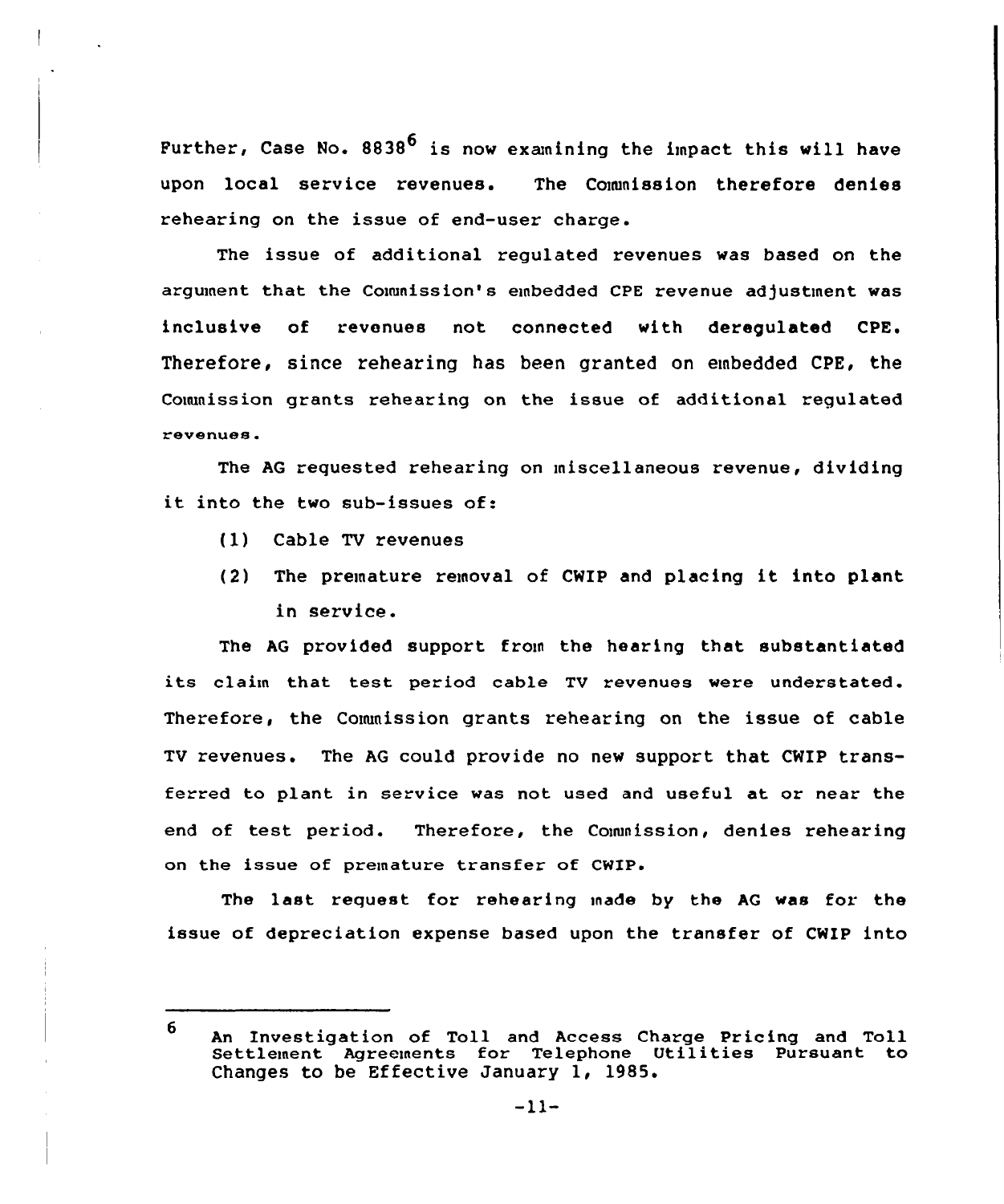Further, Case No. 8838[6] is now examining the impact this will have upon local service revenues. The Commission therefore denies rehearing on the issue of end-user charge.

The issue of additional regulated revenues was based on the argument that the Commission's embedded CPE revenue adjustment was inclusive of revenues not connected with deregulated CPE. Therefore, since rehearing has been granted on embedded CPE, the Commission grants rehearing on the issue of additional regulated revenues.

The AG requested rehearing on miscellaneous revenue, dividing it into the two sub-issues of:

(1) Cable TV revenues

(2) The premature removal of CWIP and placing it into plant in service.

The AG provided support from the hearing that substantiated its claim that test period cable TV revenues were understated. Therefore, the Commission grants rehearing on the issue of cable TV revenues. The AG could provide no new support that CWIP transferred to plant in service was not used and useful at or near the end of test period. Therefore, the Commission, denies rehearing on the issue of premature transfer of CWIP.

The last request for rehearing made by the AG was for the issue of depreciation expense based upon the transfer of CWIP into

---

[6] An Investigation of Toll and Access Charge Pricing and Toll Settlement Agreements for Telephone Utilities Pursuant to Changes to be Effective January 1, 1985.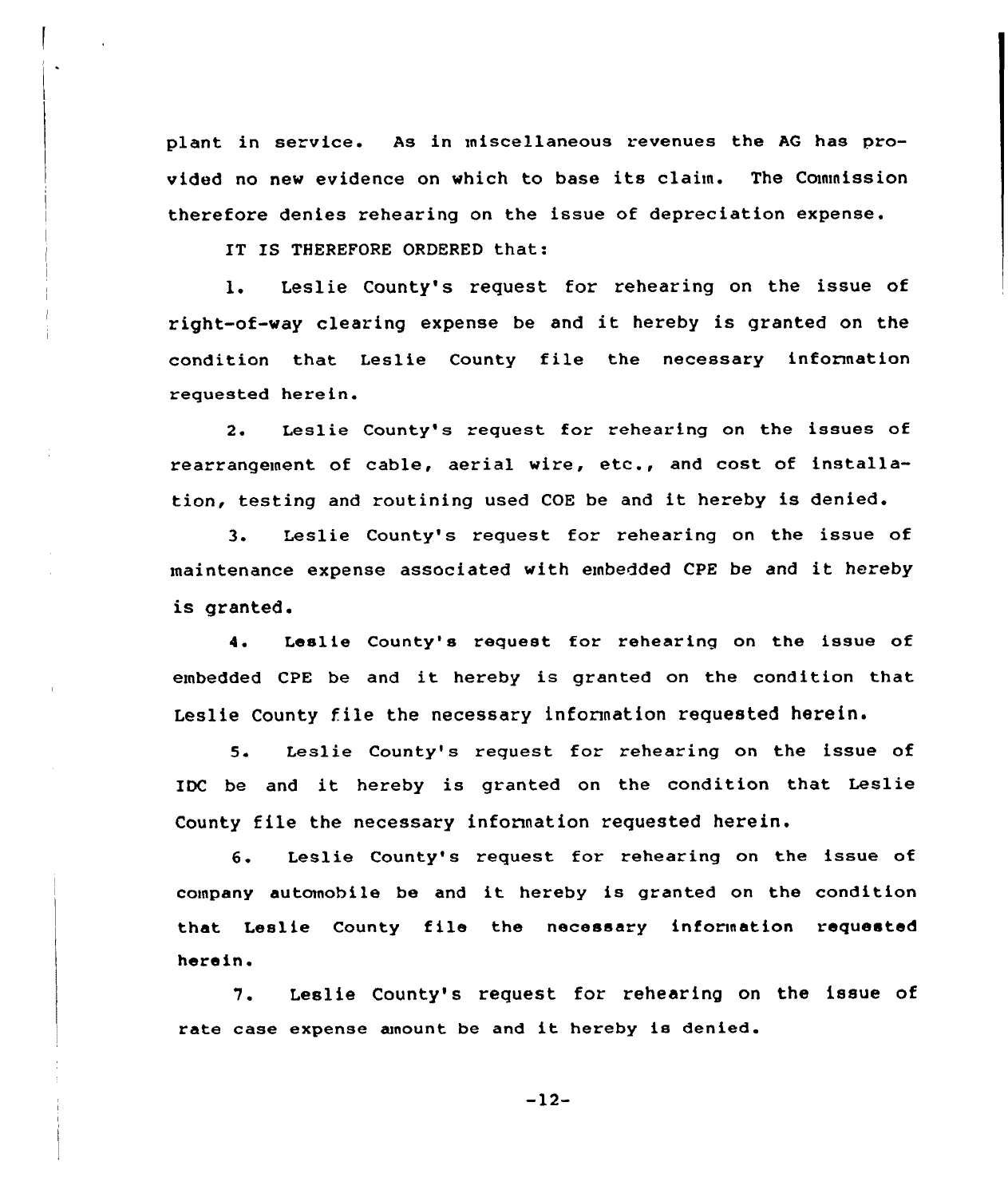plant in service. As in miscellaneous revenues the AG has provided no new evidence on which to base its claim. The Commission therefore denies rehearing on the issue of depreciation expense.

IT IS THEREFORE ORDERED that:

1. Leslie County's request for rehearing on the issue of right-of-way clearing expense be and it hereby is granted on the condition that Leslie County file the necessary information requested herein.

2. Leslie County's request for rehearing on the issues of rearrangement of cable, aerial wire, etc., and cost of installation, testing and routining used COE be and it hereby is denied.

3. Leslie County's request for rehearing on the issue of maintenance expense associated with embedded CPE be and it hereby is granted.

4. Leslie County's request for rehearing on the issue of embedded CPE be and it hereby is granted on the condition that Leslie County file the necessary information requested herein.

5. Leslie County's request for rehearing on the issue of IDC be and it hereby is granted on the condition that Leslie County file the necessary information requested herein.

6. Leslie County's request for rehearing on the issue of company automobile be and it hereby is granted on the condition that Leslie County file the necessary information requested herein.

7. Leslie County's request for rehearing on the issue of rate case expense amount be and it hereby is denied.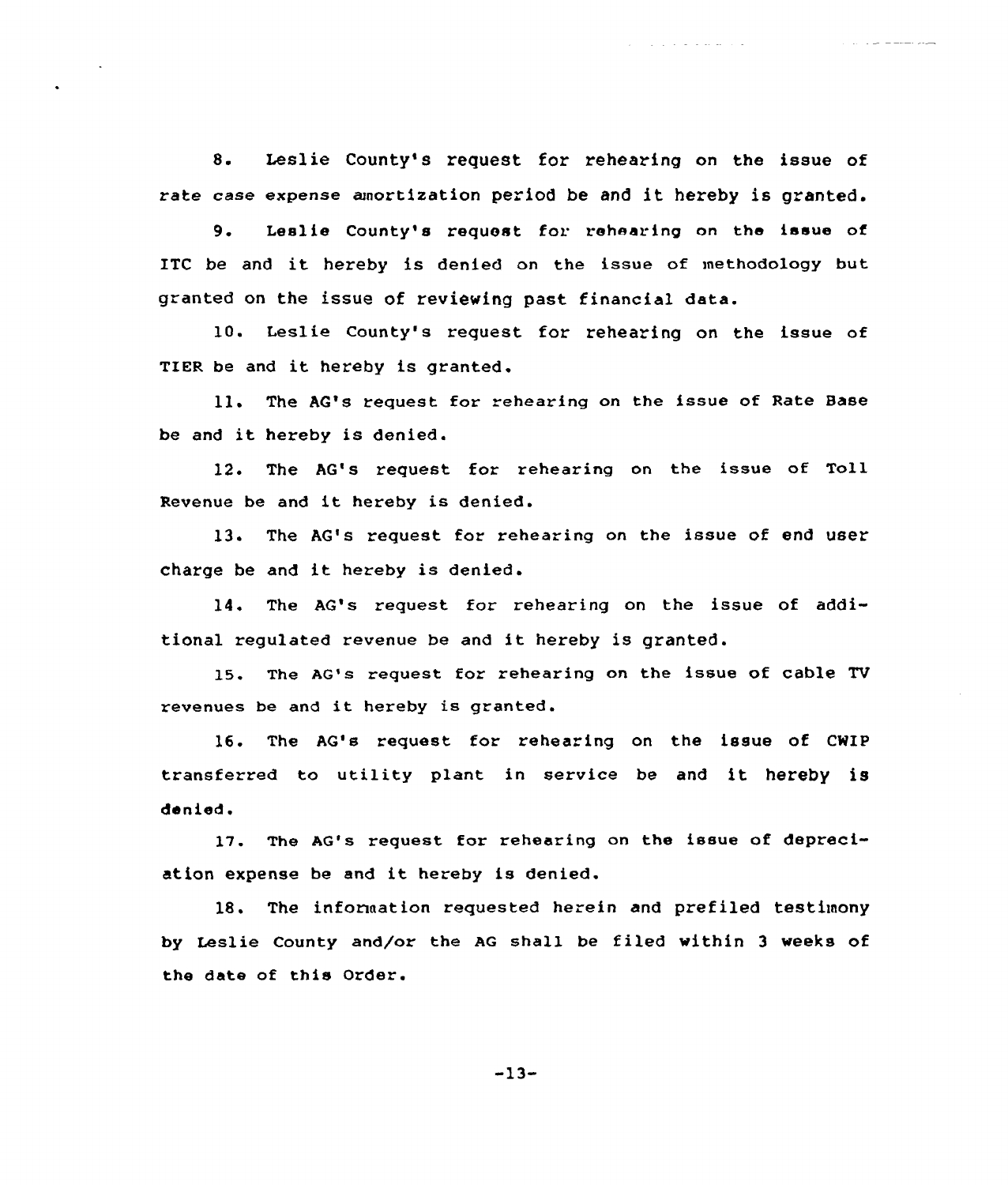8. Leslie County's request for rehearing on the issue of rate case expense amortization period be and it hereby is granted.

9. Leslie County's request for rehearing on the issue of ITC be and it hereby is denied on the issue of methodology but granted on the issue of reviewing past financial data.

10. Leslie County's request for rehearing on the issue of TIER be and it hereby is granted.

11. The AG's request for rehearing on the issue of Rate Base be and it hereby is denied.

12. The AG's request for rehearing on the issue of Toll Revenue be and it hereby is denied.

13. The AG's request for rehearing on the issue of end user charge be and it hereby is denied.

14. The AG's request for rehearing on the issue of additional regulated revenue be and it hereby is granted.

15. The AG's request for rehearing on the issue of cable TV revenues be and it hereby is granted.

16. The AG's request for rehearing on the issue of CWIP transferred to utility plant in service be and it hereby is denied.

17. The AG's request for rehearing on the issue of depreciation expense be and it hereby is denied.

18. The information requested herein and prefiled testimony by Leslie County and/or the AG shall be filed within 3 weeks of the date of this Order.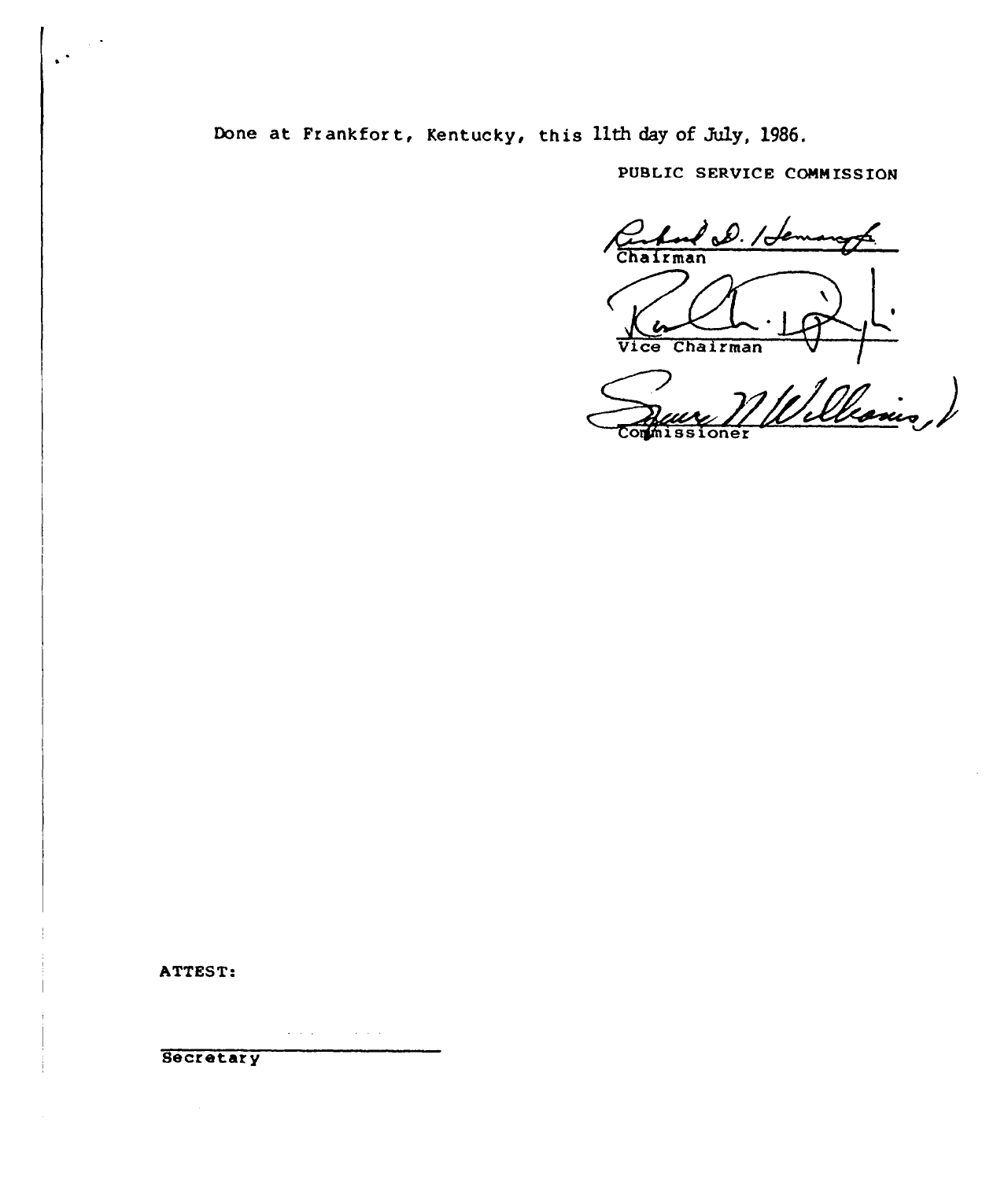Done at Frankfort, Kentucky, this 11th day of July, 1986.

PUBLIC SERVICE COMMISSION

Chairman

Vice Chairman

Commissioner

ATTEST:

Secretary